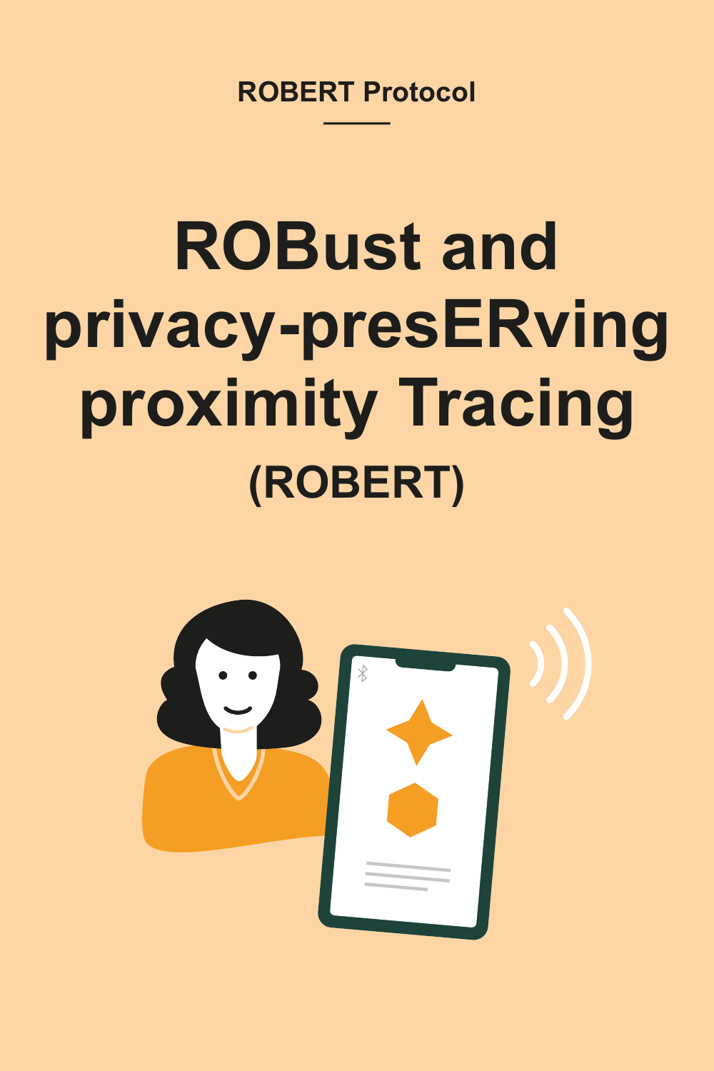ROBERT Protocol

# ROBust and privacy-presERving proximity Tracing

## (ROBERT)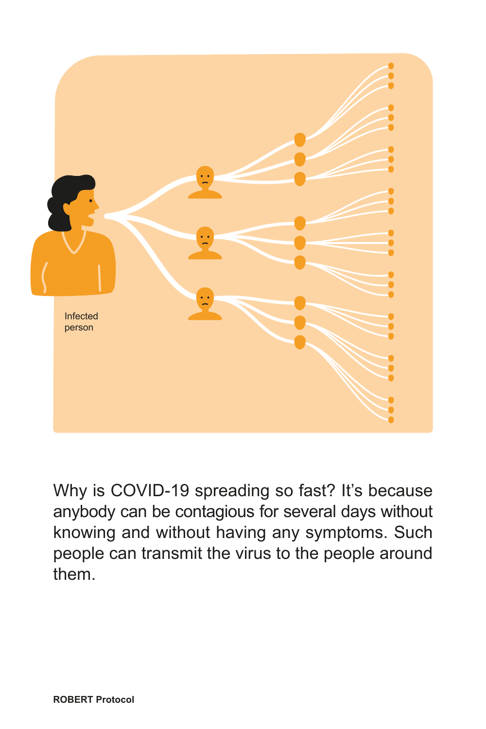Infected person

Why is COVID-19 spreading so fast? It's because anybody can be contagious for several days without knowing and without having any symptoms. Such people can transmit the virus to the people around them.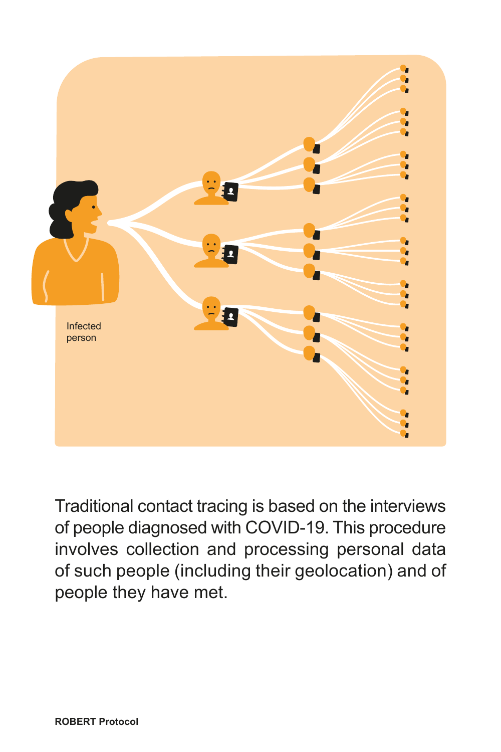Infected person

Traditional contact tracing is based on the interviews of people diagnosed with COVID-19. This procedure involves collection and processing personal data of such people (including their geolocation) and of people they have met.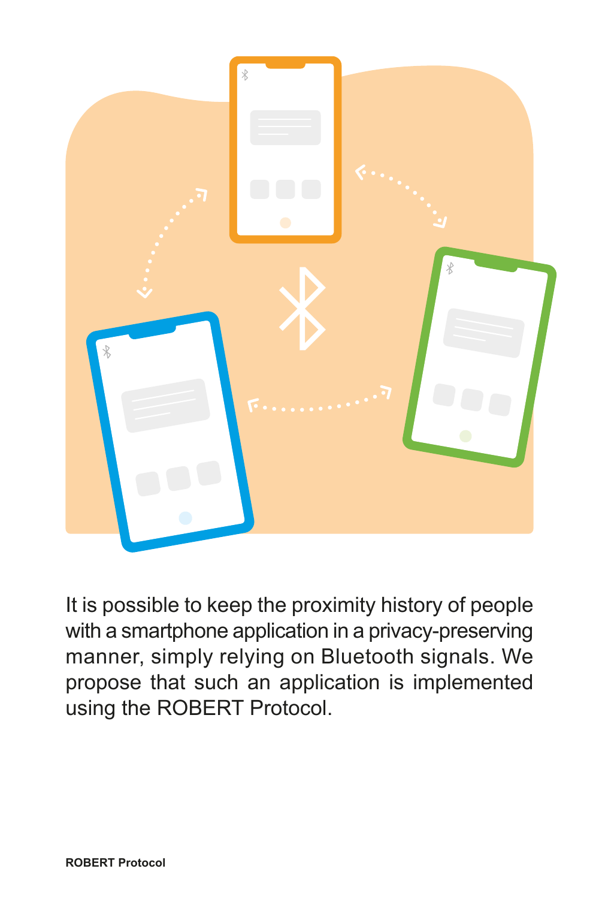It is possible to keep the proximity history of people with a smartphone application in a privacy-preserving manner, simply relying on Bluetooth signals. We propose that such an application is implemented using the ROBERT Protocol.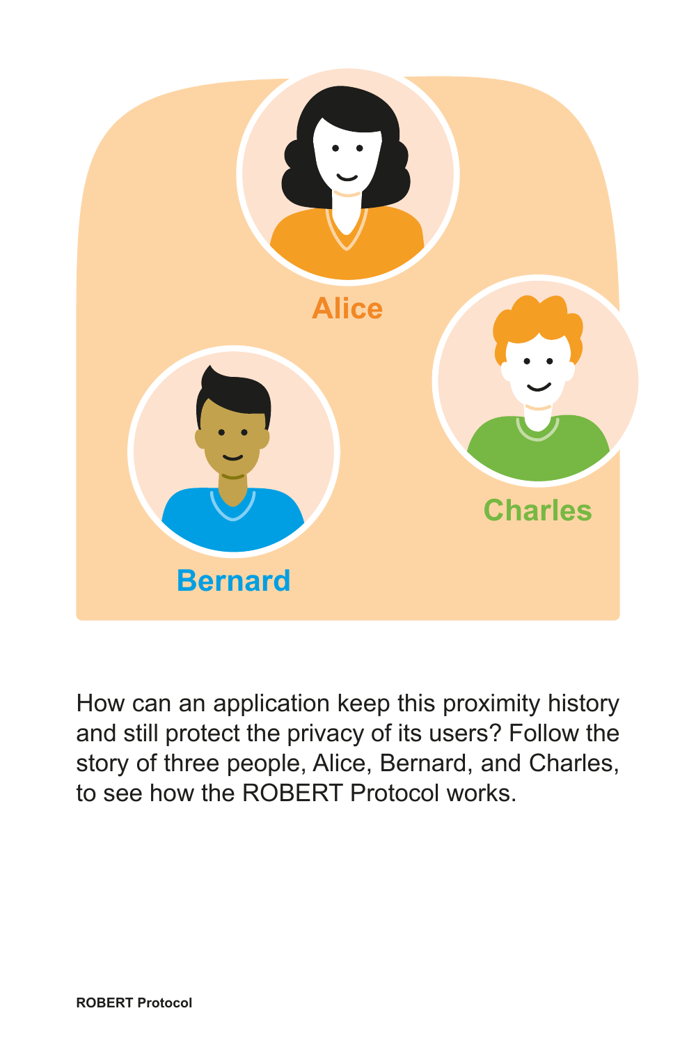How can an application keep this proximity history and still protect the privacy of its users? Follow the story of three people, Alice, Bernard, and Charles, to see how the ROBERT Protocol works.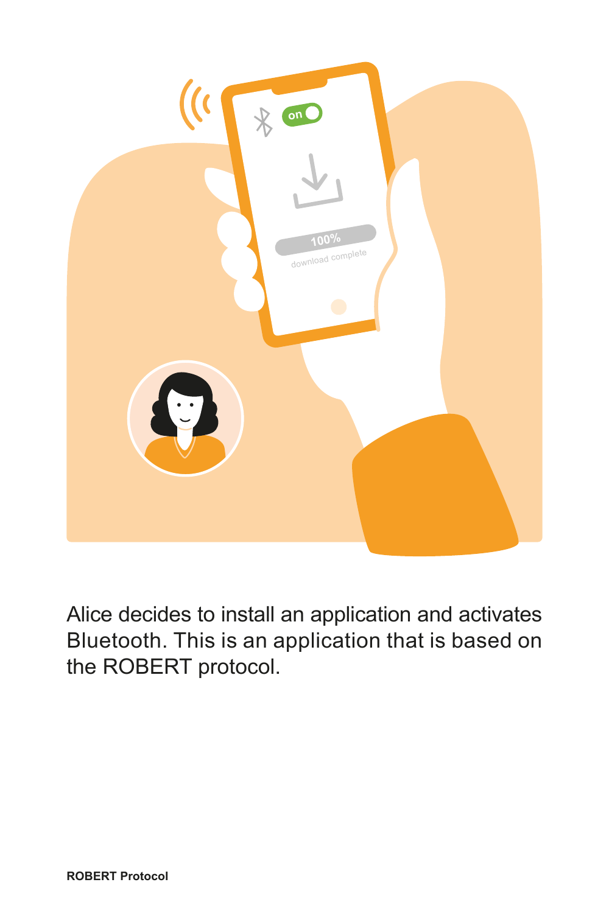Alice decides to install an application and activates Bluetooth. This is an application that is based on the ROBERT protocol.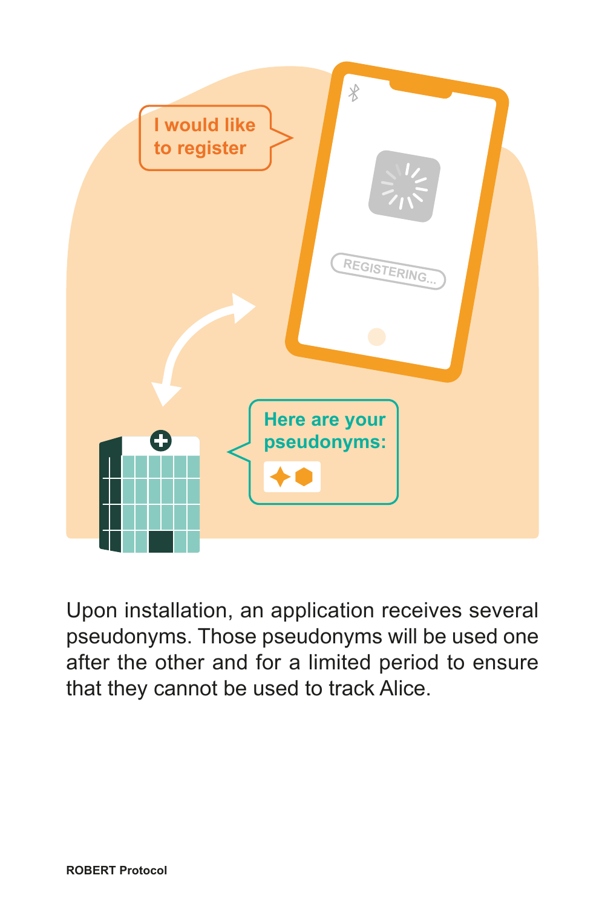Upon installation, an application receives several pseudonyms. Those pseudonyms will be used one after the other and for a limited period to ensure that they cannot be used to track Alice.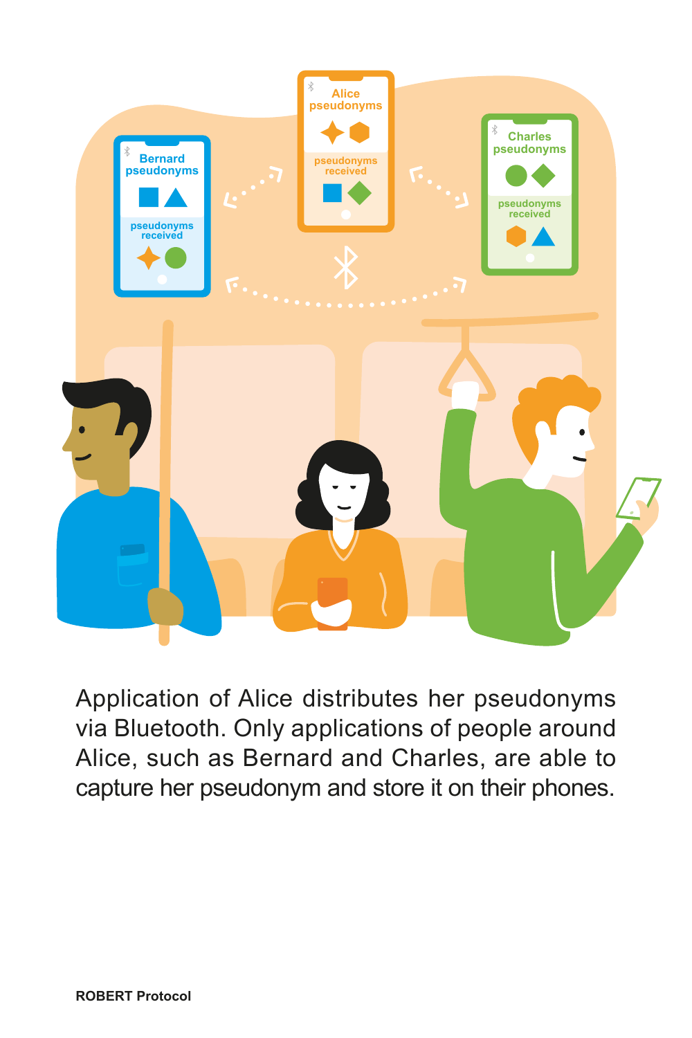Application of Alice distributes her pseudonyms via Bluetooth. Only applications of people around Alice, such as Bernard and Charles, are able to capture her pseudonym and store it on their phones.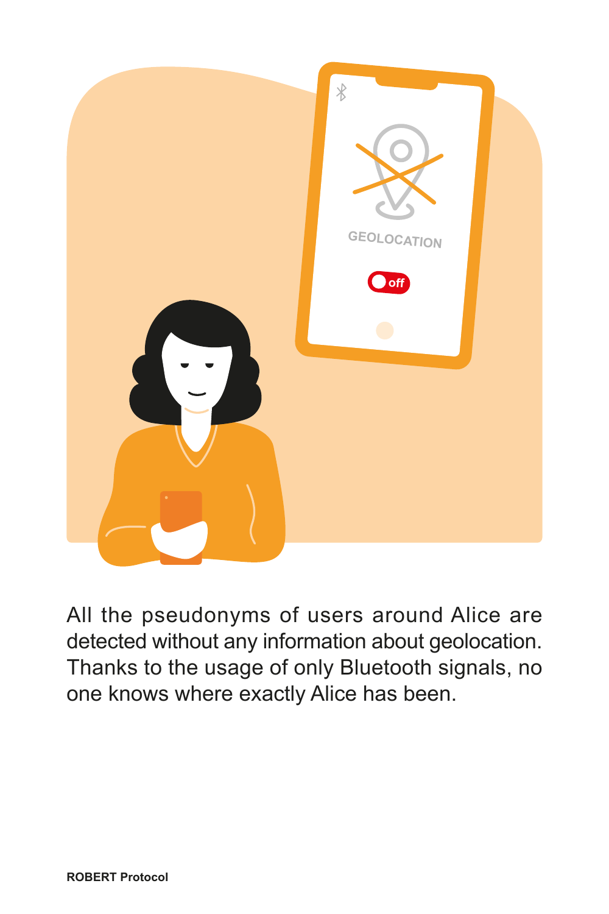All the pseudonyms of users around Alice are detected without any information about geolocation. Thanks to the usage of only Bluetooth signals, no one knows where exactly Alice has been.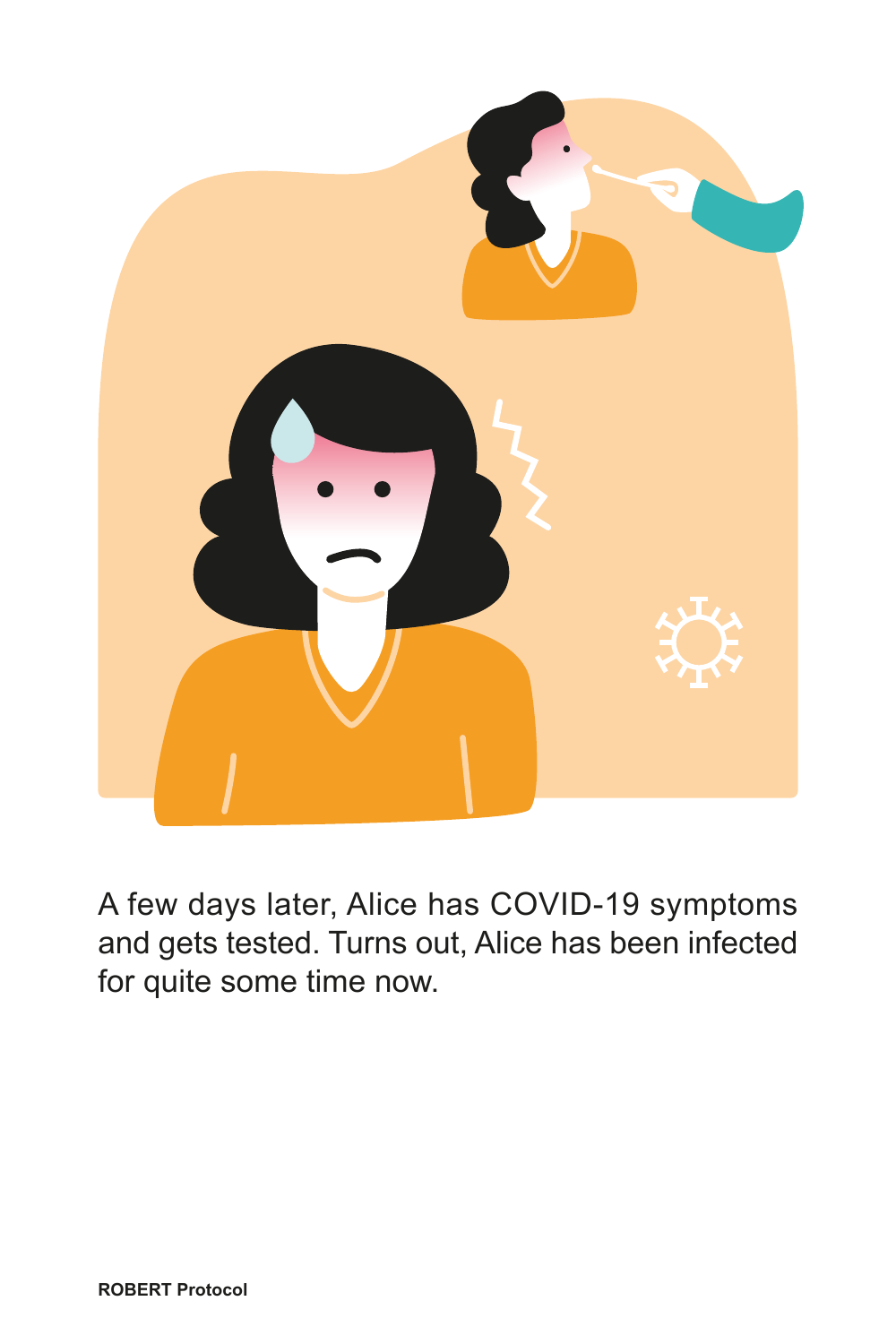A few days later, Alice has COVID-19 symptoms and gets tested. Turns out, Alice has been infected for quite some time now.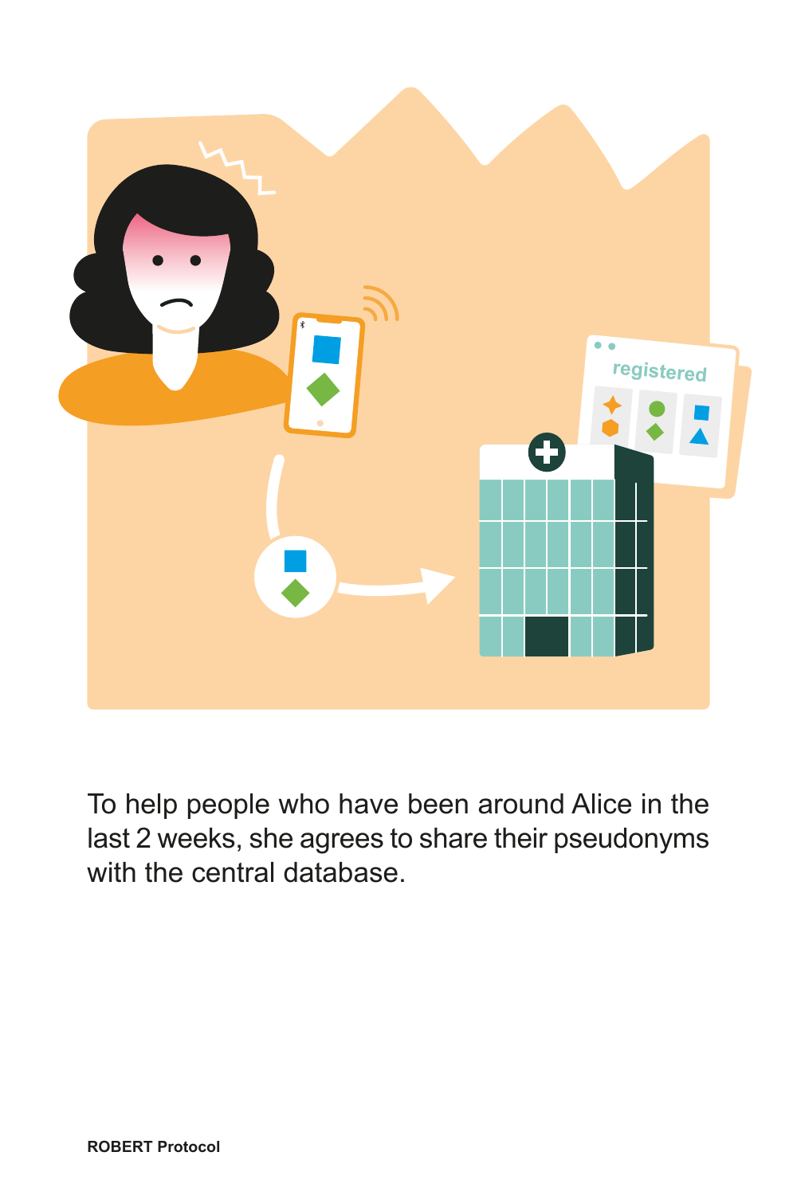To help people who have been around Alice in the last 2 weeks, she agrees to share their pseudonyms with the central database.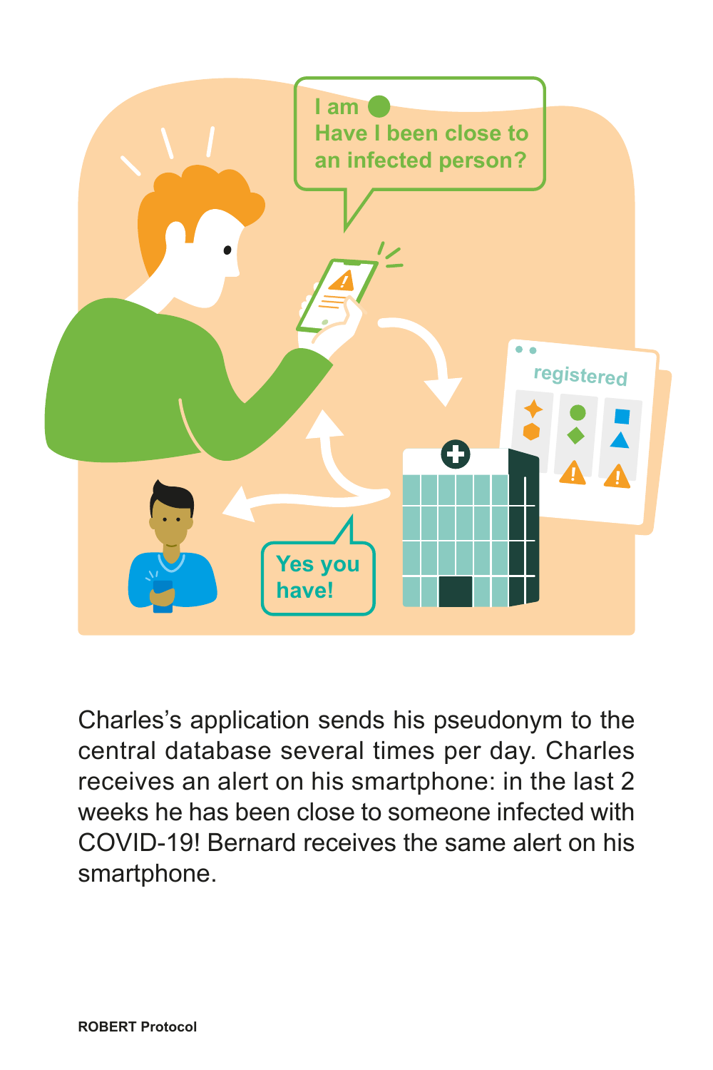Charles's application sends his pseudonym to the central database several times per day. Charles receives an alert on his smartphone: in the last 2 weeks he has been close to someone infected with COVID-19! Bernard receives the same alert on his smartphone.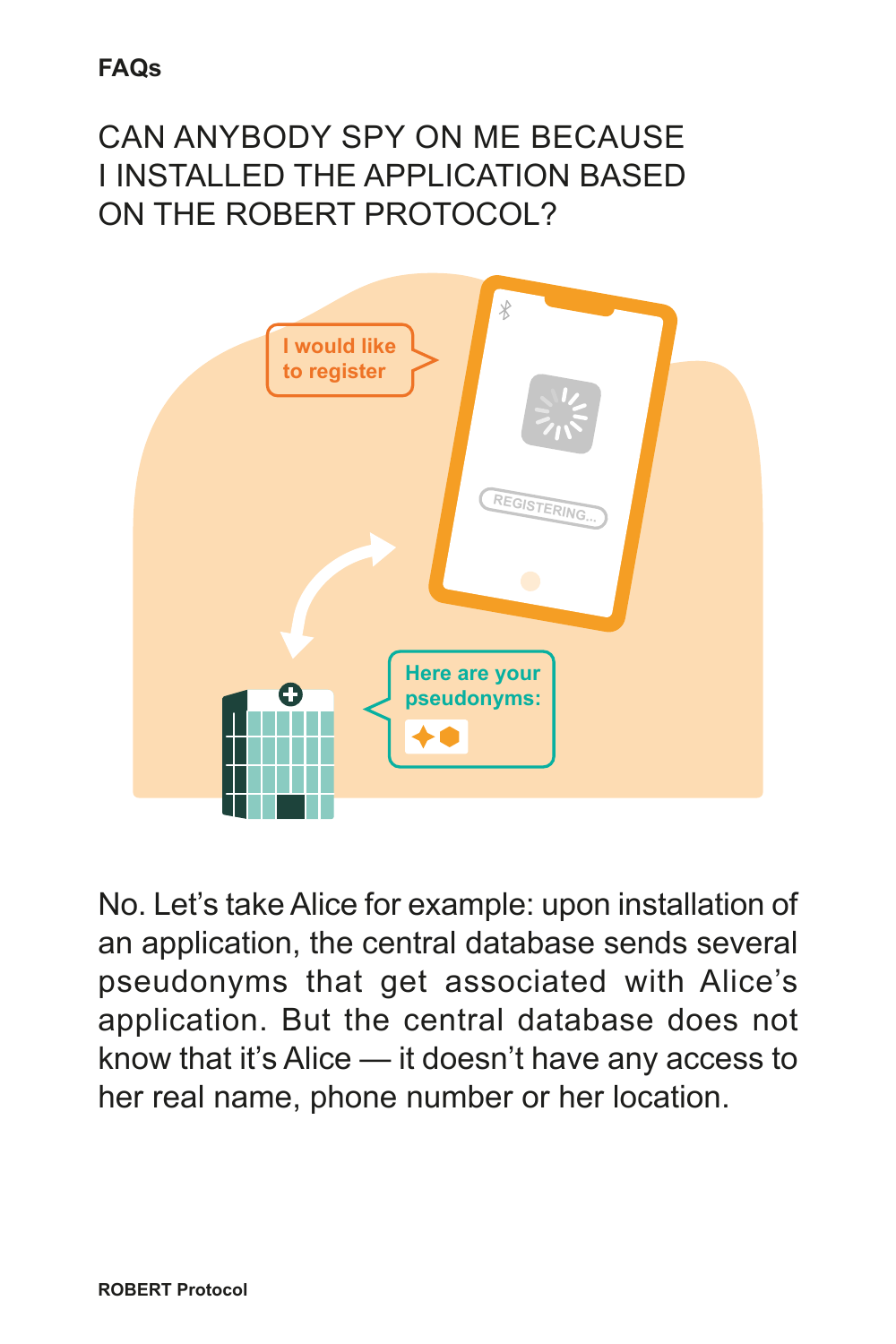**FAQs**

## CAN ANYBODY SPY ON ME BECAUSE I INSTALLED THE APPLICATION BASED ON THE ROBERT PROTOCOL?

No. Let's take Alice for example: upon installation of an application, the central database sends several pseudonyms that get associated with Alice's application. But the central database does not know that it's Alice — it doesn't have any access to her real name, phone number or her location.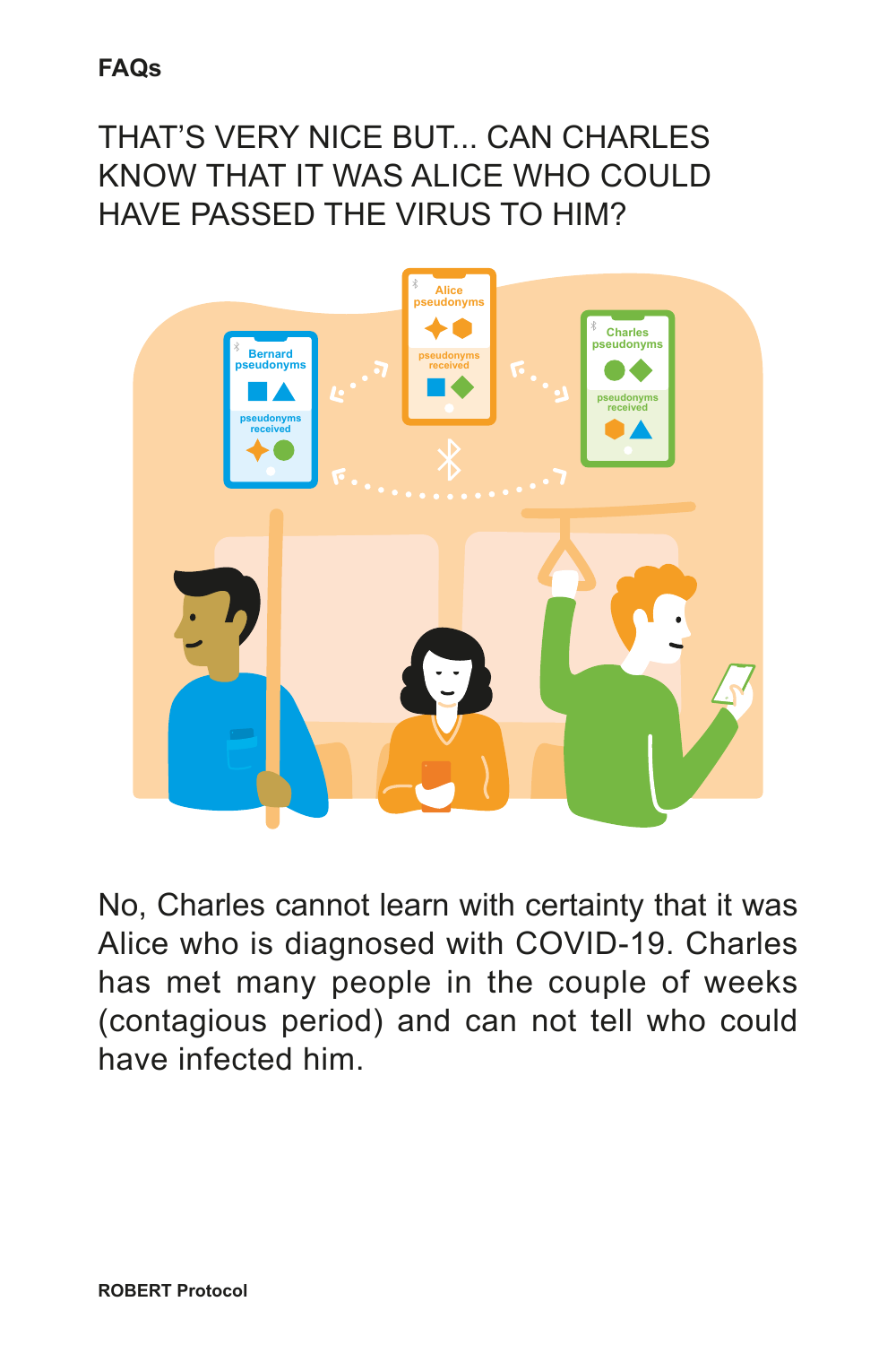**FAQs**

## THAT'S VERY NICE BUT... CAN CHARLES KNOW THAT IT WAS ALICE WHO COULD HAVE PASSED THE VIRUS TO HIM?

No, Charles cannot learn with certainty that it was Alice who is diagnosed with COVID-19. Charles has met many people in the couple of weeks (contagious period) and can not tell who could have infected him.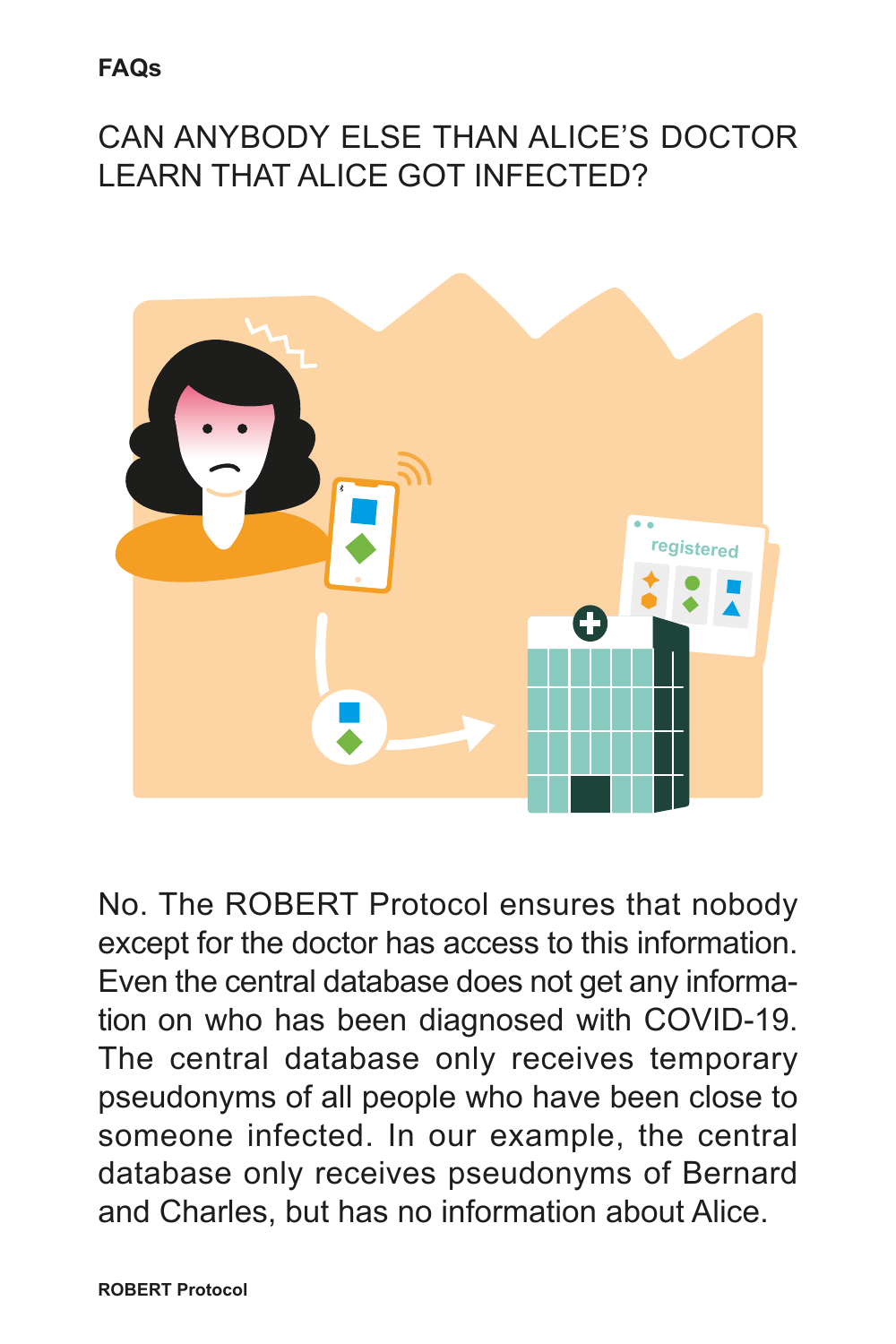**FAQs**

## CAN ANYBODY ELSE THAN ALICE'S DOCTOR LEARN THAT ALICE GOT INFECTED?

No. The ROBERT Protocol ensures that nobody except for the doctor has access to this information. Even the central database does not get any information on who has been diagnosed with COVID-19. The central database only receives temporary pseudonyms of all people who have been close to someone infected. In our example, the central database only receives pseudonyms of Bernard and Charles, but has no information about Alice.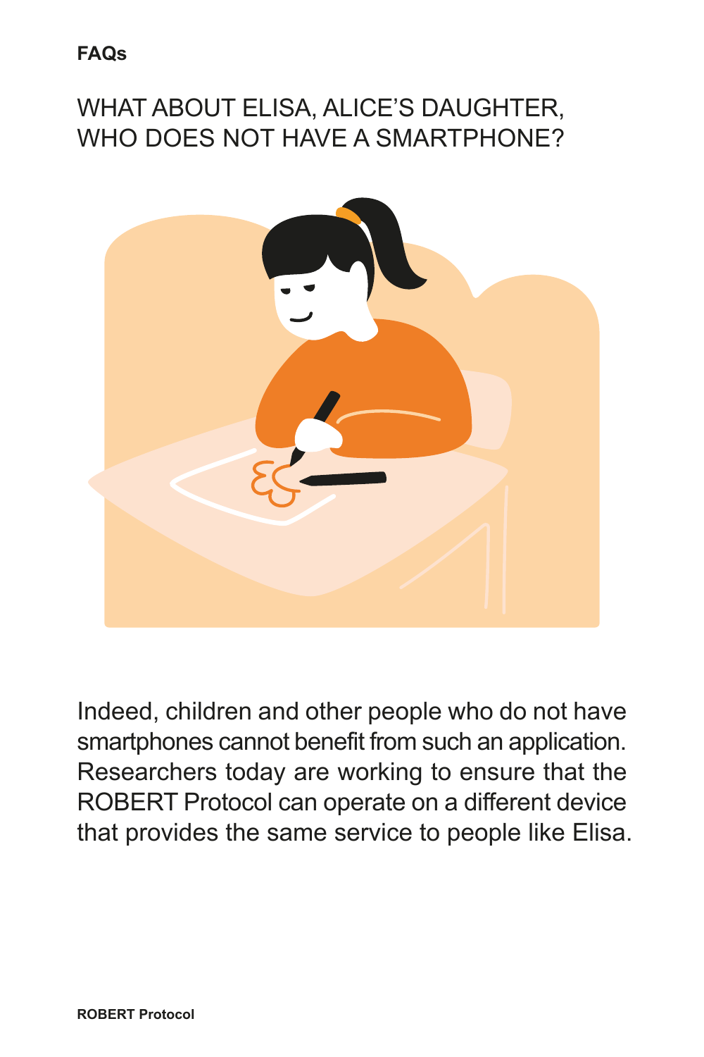**FAQs**

## WHAT ABOUT ELISA, ALICE'S DAUGHTER, WHO DOES NOT HAVE A SMARTPHONE?

Indeed, children and other people who do not have smartphones cannot benefit from such an application. Researchers today are working to ensure that the ROBERT Protocol can operate on a different device that provides the same service to people like Elisa.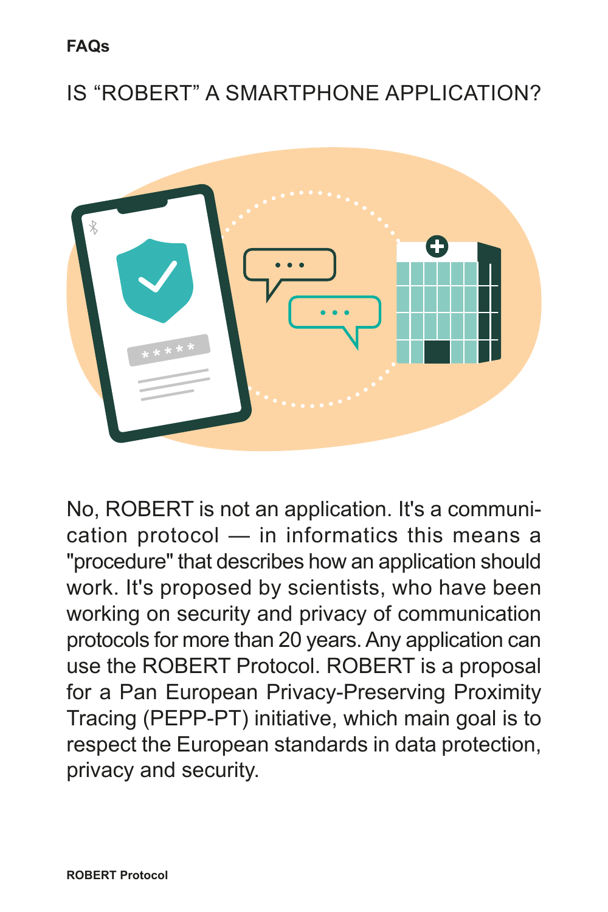**FAQs**

## IS “ROBERT” A SMARTPHONE APPLICATION?

No, ROBERT is not an application. It's a communication protocol — in informatics this means a "procedure" that describes how an application should work. It's proposed by scientists, who have been working on security and privacy of communication protocols for more than 20 years. Any application can use the ROBERT Protocol. ROBERT is a proposal for a Pan European Privacy-Preserving Proximity Tracing (PEPP-PT) initiative, which main goal is to respect the European standards in data protection, privacy and security.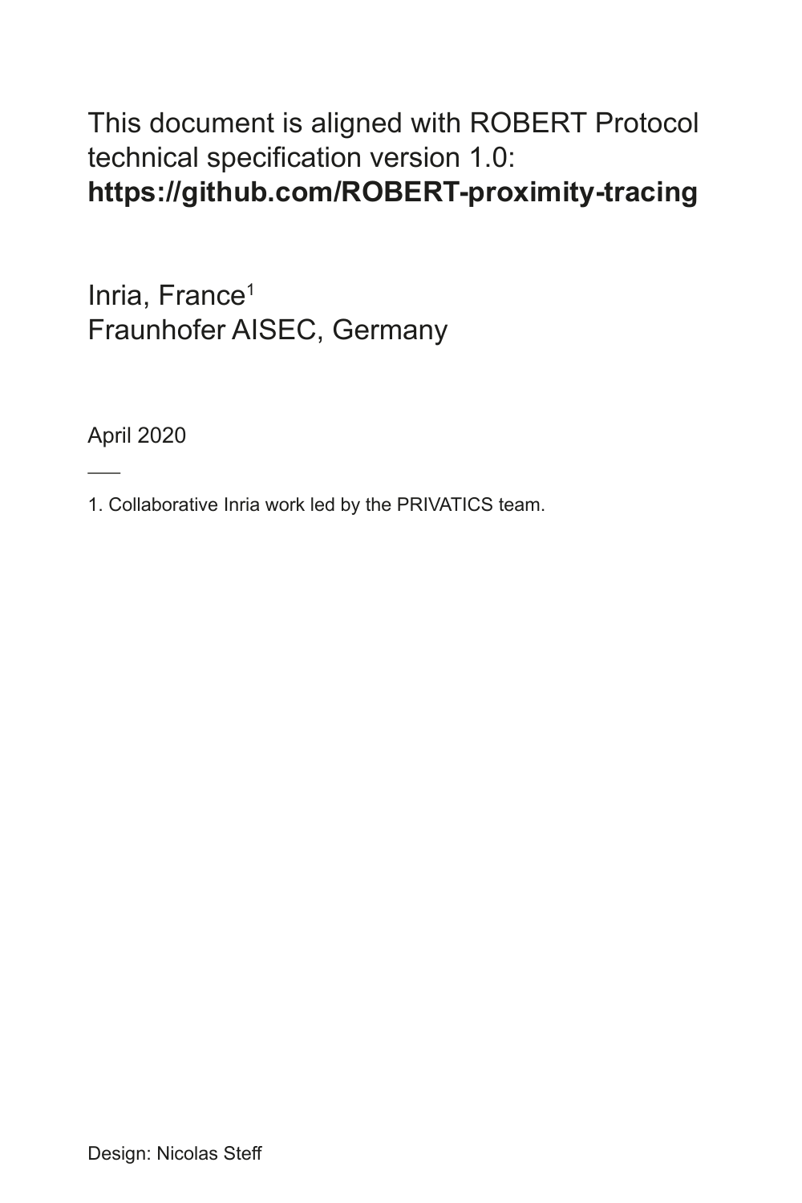This document is aligned with ROBERT Protocol technical specification version 1.0:
**https://github.com/ROBERT-proximity-tracing**

Inria, France[1]
Fraunhofer AISEC, Germany

April 2020

1. Collaborative Inria work led by the PRIVATICS team.

Design: Nicolas Steff